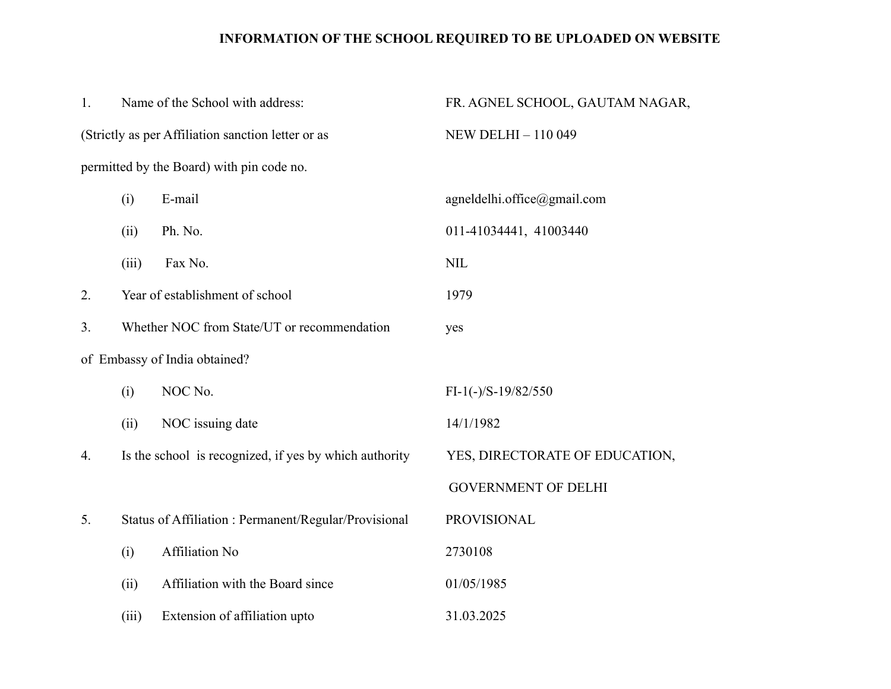# INFORMATION OF THE SCHOOL REQUIRED TO BE UPLOADED ON WEBSITE

| | | |
|---|---|---|
| 1. | Name of the School with address: (Strictly as per Affiliation sanction letter or as permitted by the Board) with pin code no. | FR. AGNEL SCHOOL, GAUTAM NAGAR, NEW DELHI – 110 049 |
| | (i) E-mail | agneldelhi.office@gmail.com |
| | (ii) Ph. No. | 011-41034441, 41003440 |
| | (iii) Fax No. | NIL |
| 2. | Year of establishment of school | 1979 |
| 3. | Whether NOC from State/UT or recommendation of Embassy of India obtained? | yes |
| | (i) NOC No. | FI-1(-)/S-19/82/550 |
| | (ii) NOC issuing date | 14/1/1982 |
| 4. | Is the school is recognized, if yes by which authority | YES, DIRECTORATE OF EDUCATION, GOVERNMENT OF DELHI |
| 5. | Status of Affiliation : Permanent/Regular/Provisional | PROVISIONAL |
| | (i) Affiliation No | 2730108 |
| | (ii) Affiliation with the Board since | 01/05/1985 |
| | (iii) Extension of affiliation upto | 31.03.2025 |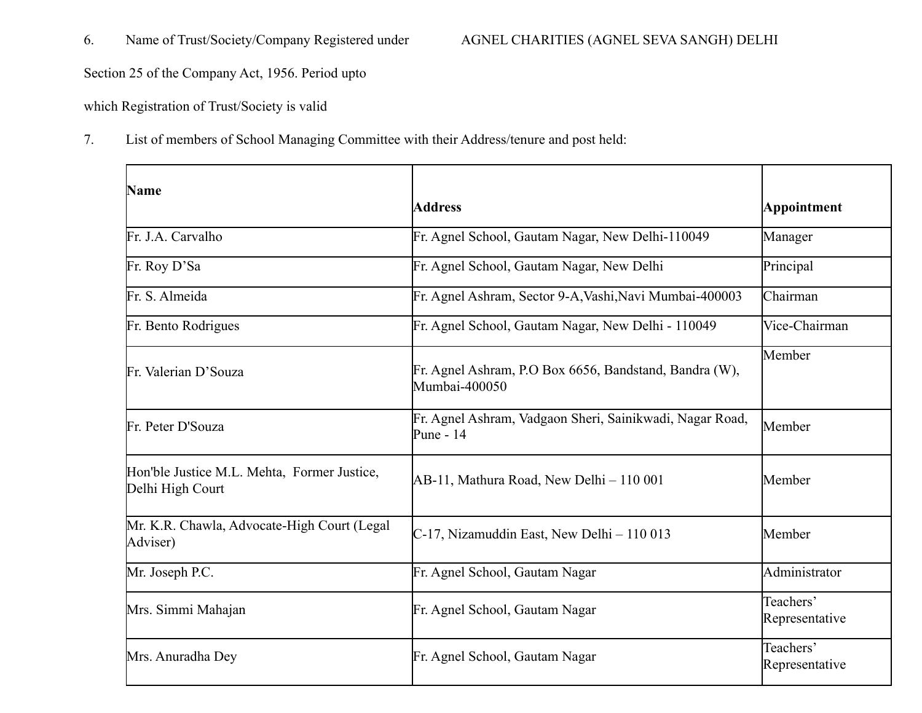6. Name of Trust/Society/Company Registered under AGNEL CHARITIES (AGNEL SEVA SANGH) DELHI

Section 25 of the Company Act, 1956. Period upto

which Registration of Trust/Society is valid

7. List of members of School Managing Committee with their Address/tenure and post held:

| Name | Address | Appointment |
|---|---|---|
| Fr. J.A. Carvalho | Fr. Agnel School, Gautam Nagar, New Delhi-110049 | Manager |
| Fr. Roy D'Sa | Fr. Agnel School, Gautam Nagar, New Delhi | Principal |
| Fr. S. Almeida | Fr. Agnel Ashram, Sector 9-A,Vashi,Navi Mumbai-400003 | Chairman |
| Fr. Bento Rodrigues | Fr. Agnel School, Gautam Nagar, New Delhi - 110049 | Vice-Chairman |
| Fr. Valerian D'Souza | Fr. Agnel Ashram, P.O Box 6656, Bandstand, Bandra (W), Mumbai-400050 | Member |
| Fr. Peter D'Souza | Fr. Agnel Ashram, Vadgaon Sheri, Sainikwadi, Nagar Road, Pune - 14 | Member |
| Hon'ble Justice M.L. Mehta, Former Justice, Delhi High Court | AB-11, Mathura Road, New Delhi – 110 001 | Member |
| Mr. K.R. Chawla, Advocate-High Court (Legal Adviser) | C-17, Nizamuddin East, New Delhi – 110 013 | Member |
| Mr. Joseph P.C. | Fr. Agnel School, Gautam Nagar | Administrator |
| Mrs. Simmi Mahajan | Fr. Agnel School, Gautam Nagar | Teachers' Representative |
| Mrs. Anuradha Dey | Fr. Agnel School, Gautam Nagar | Teachers' Representative |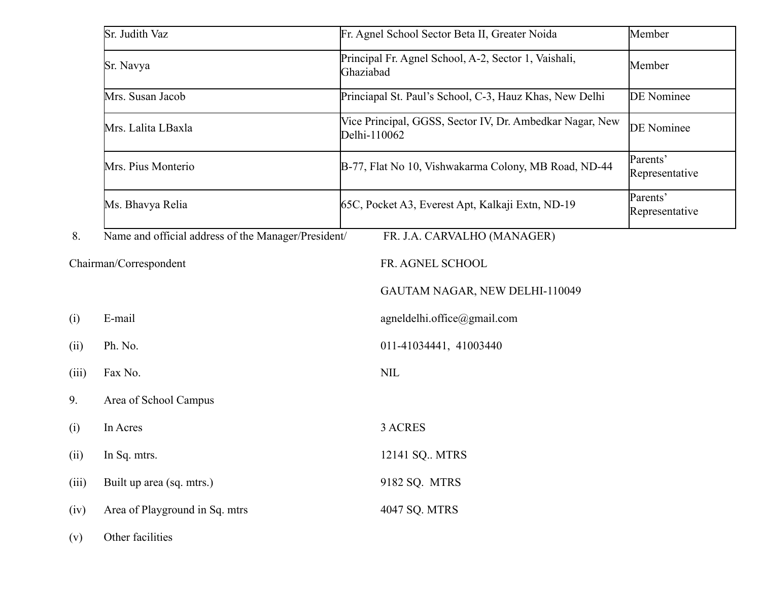| | | |
|---|---|---|
| Sr. Judith Vaz | Fr. Agnel School Sector Beta II, Greater Noida | Member |
| Sr. Navya | Principal Fr. Agnel School, A-2, Sector 1, Vaishali, Ghaziabad | Member |
| Mrs. Susan Jacob | Princiapal St. Paul's School, C-3, Hauz Khas, New Delhi | DE Nominee |
| Mrs. Lalita LBaxla | Vice Principal, GGSS, Sector IV, Dr. Ambedkar Nagar, New Delhi-110062 | DE Nominee |
| Mrs. Pius Monterio | B-77, Flat No 10, Vishwakarma Colony, MB Road, ND-44 | Parents' Representative |
| Ms. Bhavya Relia | 65C, Pocket A3, Everest Apt, Kalkaji Extn, ND-19 | Parents' Representative |

8. Name and official address of the Manager/President/Chairman/Correspondent — FR. J.A. CARVALHO (MANAGER)
FR. AGNEL SCHOOL
GAUTAM NAGAR, NEW DELHI-110049

(i) E-mail — agneldelhi.office@gmail.com

(ii) Ph. No. — 011-41034441, 41003440

(iii) Fax No. — NIL

9. Area of School Campus

(i) In Acres — 3 ACRES

(ii) In Sq. mtrs. — 12141 SQ.. MTRS

(iii) Built up area (sq. mtrs.) — 9182 SQ. MTRS

(iv) Area of Playground in Sq. mtrs — 4047 SQ. MTRS

(v) Other facilities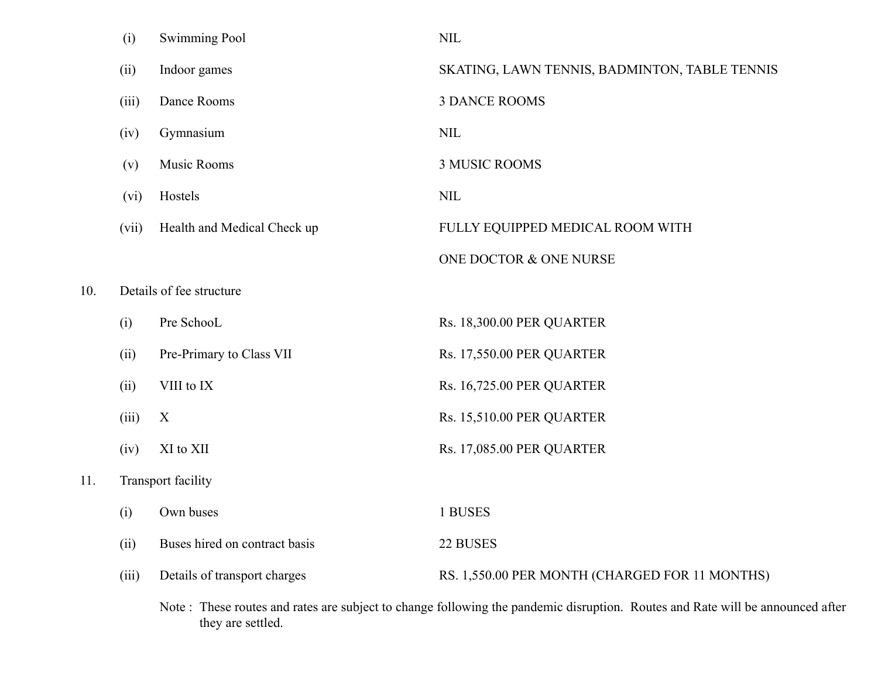| | | |
|---|---|---|
| (i) | Swimming Pool | NIL |
| (ii) | Indoor games | SKATING, LAWN TENNIS, BADMINTON, TABLE TENNIS |
| (iii) | Dance Rooms | 3 DANCE ROOMS |
| (iv) | Gymnasium | NIL |
| (v) | Music Rooms | 3 MUSIC ROOMS |
| (vi) | Hostels | NIL |
| (vii) | Health and Medical Check up | FULLY EQUIPPED MEDICAL ROOM WITH ONE DOCTOR & ONE NURSE |

10. Details of fee structure

| | | |
|---|---|---|
| (i) | Pre SchooL | Rs. 18,300.00 PER QUARTER |
| (ii) | Pre-Primary to Class VII | Rs. 17,550.00 PER QUARTER |
| (ii) | VIII to IX | Rs. 16,725.00 PER QUARTER |
| (iii) | X | Rs. 15,510.00 PER QUARTER |
| (iv) | XI to XII | Rs. 17,085.00 PER QUARTER |

11. Transport facility

| | | |
|---|---|---|
| (i) | Own buses | 1 BUSES |
| (ii) | Buses hired on contract basis | 22 BUSES |
| (iii) | Details of transport charges | RS. 1,550.00 PER MONTH (CHARGED FOR 11 MONTHS) |

Note : These routes and rates are subject to change following the pandemic disruption. Routes and Rate will be announced after they are settled.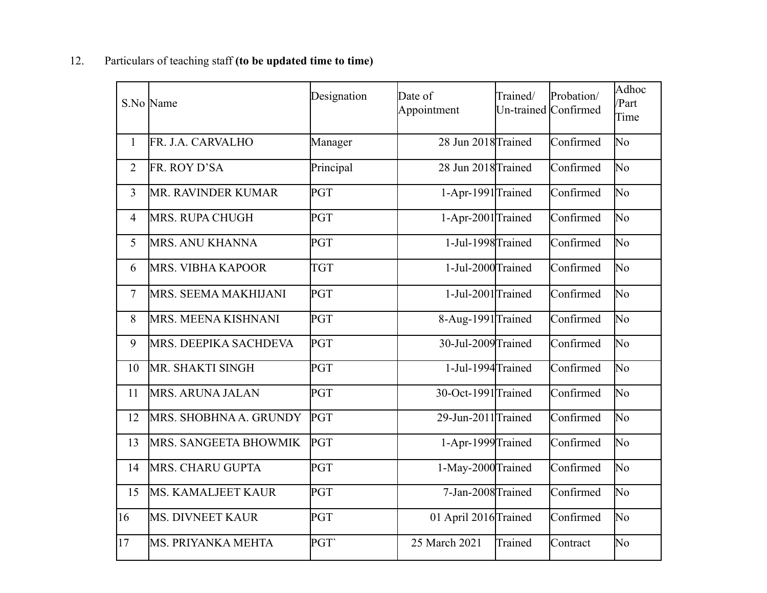12. Particulars of teaching staff **(to be updated time to time)**

| S.No | Name | Designation | Date of Appointment | Trained/ Un-trained | Probation/ Confirmed | Adhoc /Part Time |
|---|---|---|---|---|---|---|
| 1 | FR. J.A. CARVALHO | Manager | 28 Jun 2018 | Trained | Confirmed | No |
| 2 | FR. ROY D'SA | Principal | 28 Jun 2018 | Trained | Confirmed | No |
| 3 | MR. RAVINDER KUMAR | PGT | 1-Apr-1991 | Trained | Confirmed | No |
| 4 | MRS. RUPA CHUGH | PGT | 1-Apr-2001 | Trained | Confirmed | No |
| 5 | MRS. ANU KHANNA | PGT | 1-Jul-1998 | Trained | Confirmed | No |
| 6 | MRS. VIBHA KAPOOR | TGT | 1-Jul-2000 | Trained | Confirmed | No |
| 7 | MRS. SEEMA MAKHIJANI | PGT | 1-Jul-2001 | Trained | Confirmed | No |
| 8 | MRS. MEENA KISHNANI | PGT | 8-Aug-1991 | Trained | Confirmed | No |
| 9 | MRS. DEEPIKA SACHDEVA | PGT | 30-Jul-2009 | Trained | Confirmed | No |
| 10 | MR. SHAKTI SINGH | PGT | 1-Jul-1994 | Trained | Confirmed | No |
| 11 | MRS. ARUNA JALAN | PGT | 30-Oct-1991 | Trained | Confirmed | No |
| 12 | MRS. SHOBHNA A. GRUNDY | PGT | 29-Jun-2011 | Trained | Confirmed | No |
| 13 | MRS. SANGEETA BHOWMIK | PGT | 1-Apr-1999 | Trained | Confirmed | No |
| 14 | MRS. CHARU GUPTA | PGT | 1-May-2000 | Trained | Confirmed | No |
| 15 | MS. KAMALJEET KAUR | PGT | 7-Jan-2008 | Trained | Confirmed | No |
| 16 | MS. DIVNEET KAUR | PGT | 01 April 2016 | Trained | Confirmed | No |
| 17 | MS. PRIYANKA MEHTA | PGT` | 25 March 2021 | Trained | Contract | No |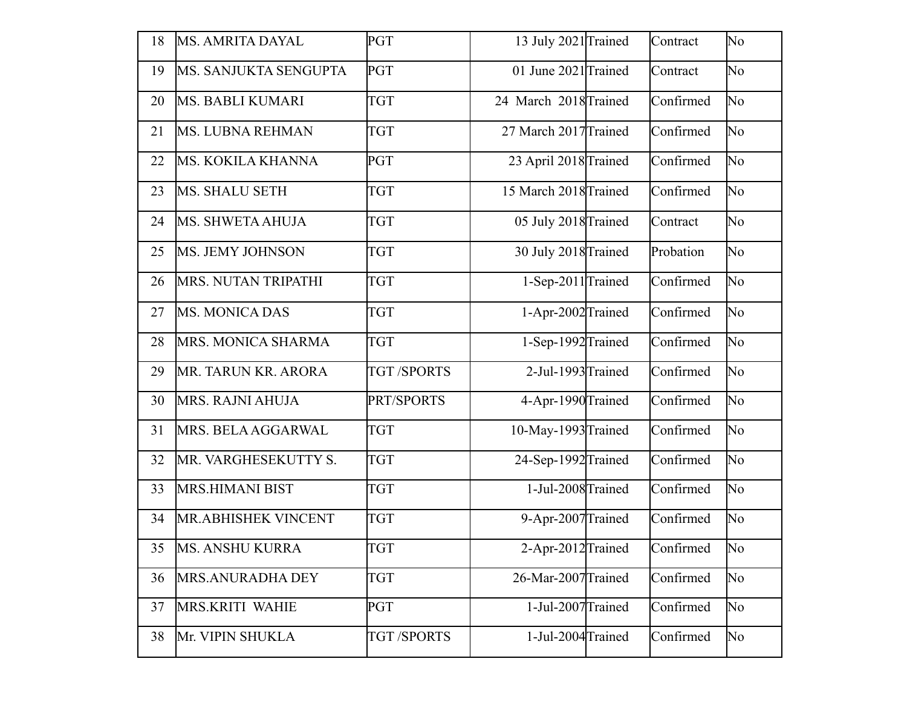| 18 | MS. AMRITA DAYAL | PGT | 13 July 2021 | Trained | Contract | No |
|---|---|---|---|---|---|---|
| 19 | MS. SANJUKTA SENGUPTA | PGT | 01 June 2021 | Trained | Contract | No |
| 20 | MS. BABLI KUMARI | TGT | 24 March 2018 | Trained | Confirmed | No |
| 21 | MS. LUBNA REHMAN | TGT | 27 March 2017 | Trained | Confirmed | No |
| 22 | MS. KOKILA KHANNA | PGT | 23 April 2018 | Trained | Confirmed | No |
| 23 | MS. SHALU SETH | TGT | 15 March 2018 | Trained | Confirmed | No |
| 24 | MS. SHWETA AHUJA | TGT | 05 July 2018 | Trained | Contract | No |
| 25 | MS. JEMY JOHNSON | TGT | 30 July 2018 | Trained | Probation | No |
| 26 | MRS. NUTAN TRIPATHI | TGT | 1-Sep-2011 | Trained | Confirmed | No |
| 27 | MS. MONICA DAS | TGT | 1-Apr-2002 | Trained | Confirmed | No |
| 28 | MRS. MONICA SHARMA | TGT | 1-Sep-1992 | Trained | Confirmed | No |
| 29 | MR. TARUN KR. ARORA | TGT /SPORTS | 2-Jul-1993 | Trained | Confirmed | No |
| 30 | MRS. RAJNI AHUJA | PRT/SPORTS | 4-Apr-1990 | Trained | Confirmed | No |
| 31 | MRS. BELA AGGARWAL | TGT | 10-May-1993 | Trained | Confirmed | No |
| 32 | MR. VARGHESEKUTTY S. | TGT | 24-Sep-1992 | Trained | Confirmed | No |
| 33 | MRS.HIMANI BIST | TGT | 1-Jul-2008 | Trained | Confirmed | No |
| 34 | MR.ABHISHEK VINCENT | TGT | 9-Apr-2007 | Trained | Confirmed | No |
| 35 | MS. ANSHU KURRA | TGT | 2-Apr-2012 | Trained | Confirmed | No |
| 36 | MRS.ANURADHA DEY | TGT | 26-Mar-2007 | Trained | Confirmed | No |
| 37 | MRS.KRITI WAHIE | PGT | 1-Jul-2007 | Trained | Confirmed | No |
| 38 | Mr. VIPIN SHUKLA | TGT /SPORTS | 1-Jul-2004 | Trained | Confirmed | No |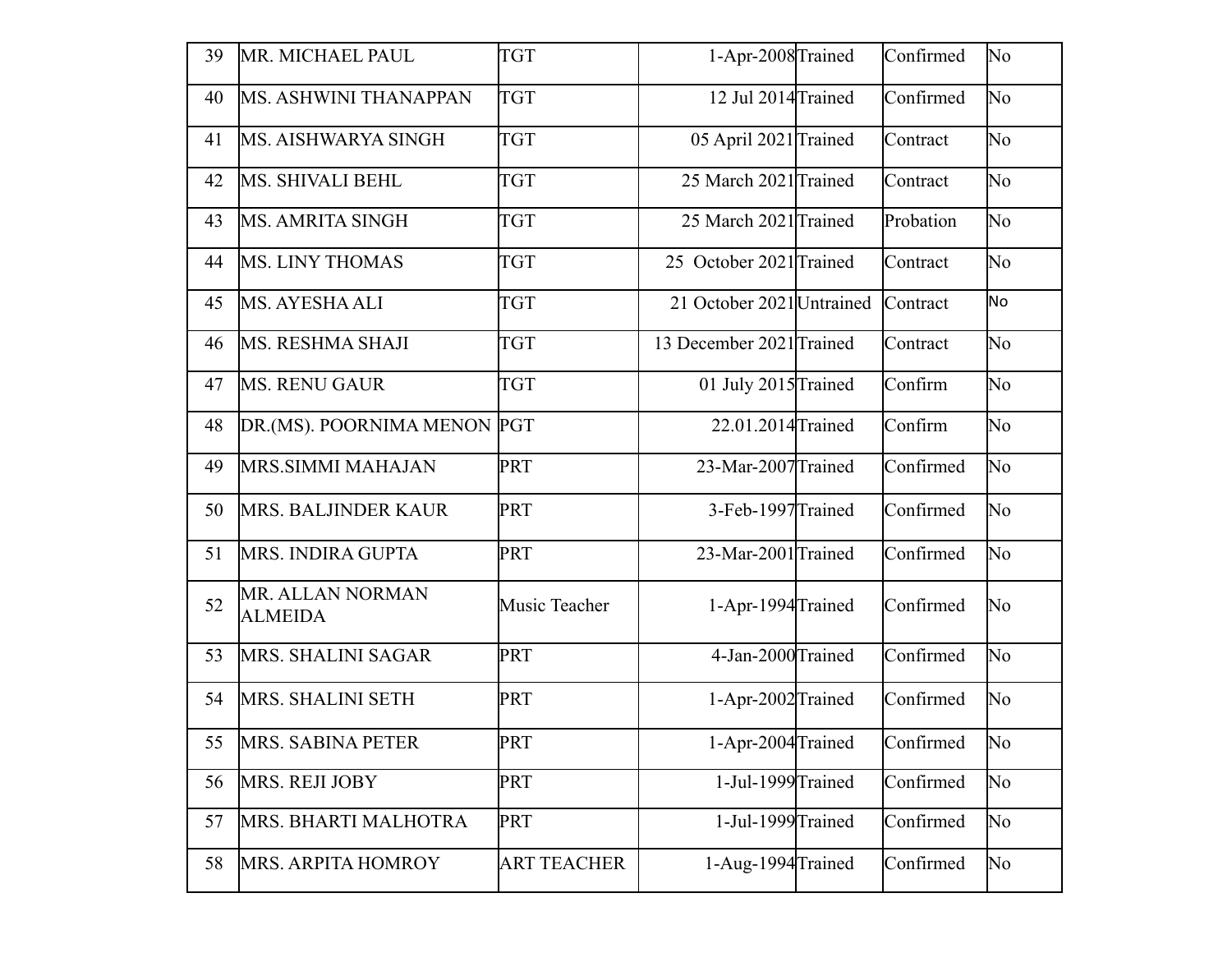| 39 | MR. MICHAEL PAUL | TGT | 1-Apr-2008 | Trained | Confirmed | No |
|---|---|---|---|---|---|---|
| 40 | MS. ASHWINI THANAPPAN | TGT | 12 Jul 2014 | Trained | Confirmed | No |
| 41 | MS. AISHWARYA SINGH | TGT | 05 April 2021 | Trained | Contract | No |
| 42 | MS. SHIVALI BEHL | TGT | 25 March 2021 | Trained | Contract | No |
| 43 | MS. AMRITA SINGH | TGT | 25 March 2021 | Trained | Probation | No |
| 44 | MS. LINY THOMAS | TGT | 25 October 2021 | Trained | Contract | No |
| 45 | MS. AYESHA ALI | TGT | 21 October 2021 | Untrained | Contract | No |
| 46 | MS. RESHMA SHAJI | TGT | 13 December 2021 | Trained | Contract | No |
| 47 | MS. RENU GAUR | TGT | 01 July 2015 | Trained | Confirm | No |
| 48 | DR.(MS). POORNIMA MENON | PGT | 22.01.2014 | Trained | Confirm | No |
| 49 | MRS.SIMMI MAHAJAN | PRT | 23-Mar-2007 | Trained | Confirmed | No |
| 50 | MRS. BALJINDER KAUR | PRT | 3-Feb-1997 | Trained | Confirmed | No |
| 51 | MRS. INDIRA GUPTA | PRT | 23-Mar-2001 | Trained | Confirmed | No |
| 52 | MR. ALLAN NORMAN ALMEIDA | Music Teacher | 1-Apr-1994 | Trained | Confirmed | No |
| 53 | MRS. SHALINI SAGAR | PRT | 4-Jan-2000 | Trained | Confirmed | No |
| 54 | MRS. SHALINI SETH | PRT | 1-Apr-2002 | Trained | Confirmed | No |
| 55 | MRS. SABINA PETER | PRT | 1-Apr-2004 | Trained | Confirmed | No |
| 56 | MRS. REJI JOBY | PRT | 1-Jul-1999 | Trained | Confirmed | No |
| 57 | MRS. BHARTI MALHOTRA | PRT | 1-Jul-1999 | Trained | Confirmed | No |
| 58 | MRS. ARPITA HOMROY | ART TEACHER | 1-Aug-1994 | Trained | Confirmed | No |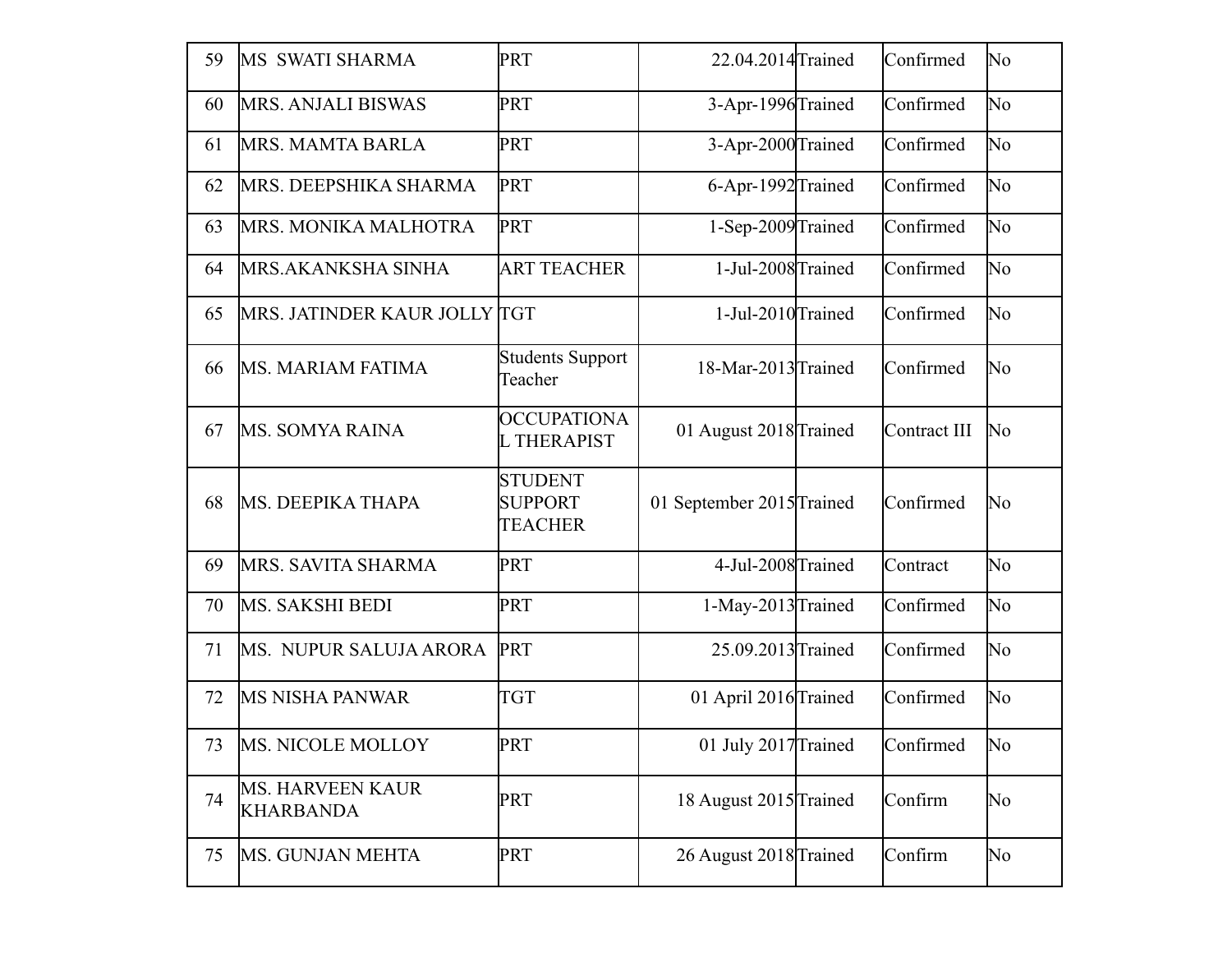| 59 | MS SWATI SHARMA | PRT | 22.04.2014 | Trained | Confirmed | No |
|---|---|---|---|---|---|---|
| 60 | MRS. ANJALI BISWAS | PRT | 3-Apr-1996 | Trained | Confirmed | No |
| 61 | MRS. MAMTA BARLA | PRT | 3-Apr-2000 | Trained | Confirmed | No |
| 62 | MRS. DEEPSHIKA SHARMA | PRT | 6-Apr-1992 | Trained | Confirmed | No |
| 63 | MRS. MONIKA MALHOTRA | PRT | 1-Sep-2009 | Trained | Confirmed | No |
| 64 | MRS.AKANKSHA SINHA | ART TEACHER | 1-Jul-2008 | Trained | Confirmed | No |
| 65 | MRS. JATINDER KAUR JOLLY | TGT | 1-Jul-2010 | Trained | Confirmed | No |
| 66 | MS. MARIAM FATIMA | Students Support Teacher | 18-Mar-2013 | Trained | Confirmed | No |
| 67 | MS. SOMYA RAINA | OCCUPATIONAL THERAPIST | 01 August 2018 | Trained | Contract III | No |
| 68 | MS. DEEPIKA THAPA | STUDENT SUPPORT TEACHER | 01 September 2015 | Trained | Confirmed | No |
| 69 | MRS. SAVITA SHARMA | PRT | 4-Jul-2008 | Trained | Contract | No |
| 70 | MS. SAKSHI BEDI | PRT | 1-May-2013 | Trained | Confirmed | No |
| 71 | MS. NUPUR SALUJA ARORA | PRT | 25.09.2013 | Trained | Confirmed | No |
| 72 | MS NISHA PANWAR | TGT | 01 April 2016 | Trained | Confirmed | No |
| 73 | MS. NICOLE MOLLOY | PRT | 01 July 2017 | Trained | Confirmed | No |
| 74 | MS. HARVEEN KAUR KHARBANDA | PRT | 18 August 2015 | Trained | Confirm | No |
| 75 | MS. GUNJAN MEHTA | PRT | 26 August 2018 | Trained | Confirm | No |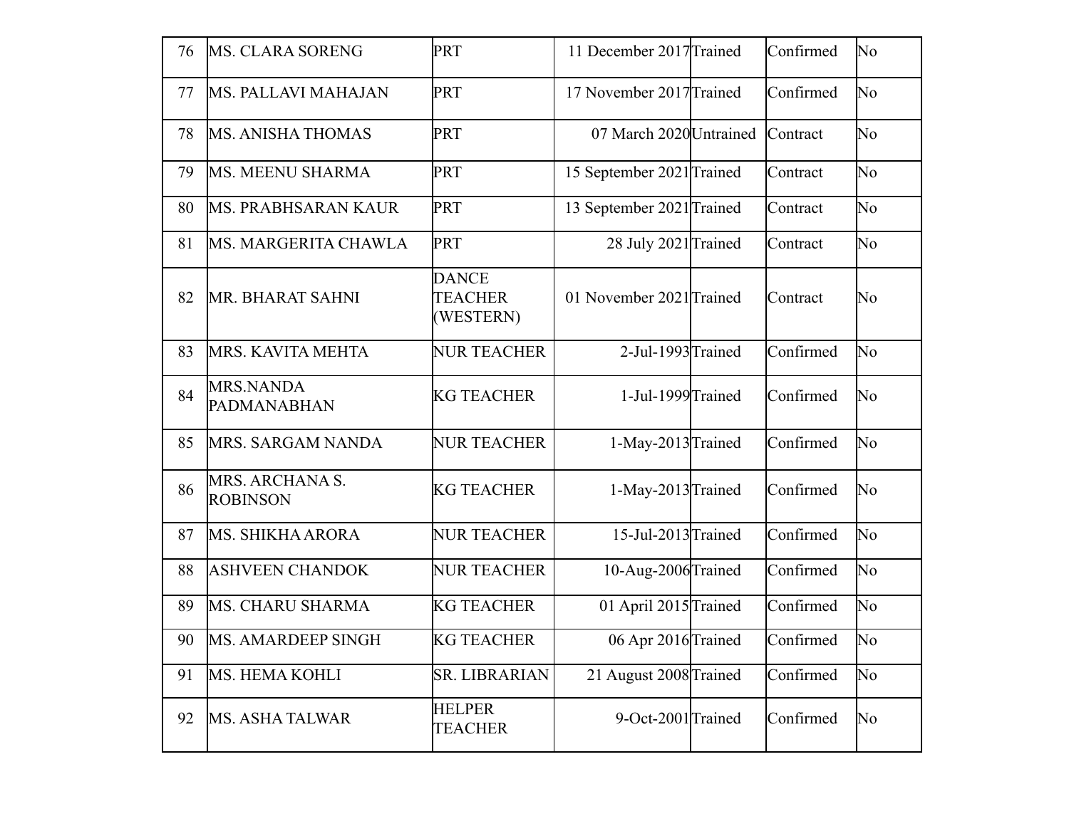| 76 | MS. CLARA SORENG | PRT | 11 December 2017 | Trained | Confirmed | No |
|---|---|---|---|---|---|---|
| 77 | MS. PALLAVI MAHAJAN | PRT | 17 November 2017 | Trained | Confirmed | No |
| 78 | MS. ANISHA THOMAS | PRT | 07 March 2020 | Untrained | Contract | No |
| 79 | MS. MEENU SHARMA | PRT | 15 September 2021 | Trained | Contract | No |
| 80 | MS. PRABHSARAN KAUR | PRT | 13 September 2021 | Trained | Contract | No |
| 81 | MS. MARGERITA CHAWLA | PRT | 28 July 2021 | Trained | Contract | No |
| 82 | MR. BHARAT SAHNI | DANCE TEACHER (WESTERN) | 01 November 2021 | Trained | Contract | No |
| 83 | MRS. KAVITA MEHTA | NUR TEACHER | 2-Jul-1993 | Trained | Confirmed | No |
| 84 | MRS.NANDA PADMANABHAN | KG TEACHER | 1-Jul-1999 | Trained | Confirmed | No |
| 85 | MRS. SARGAM NANDA | NUR TEACHER | 1-May-2013 | Trained | Confirmed | No |
| 86 | MRS. ARCHANA S. ROBINSON | KG TEACHER | 1-May-2013 | Trained | Confirmed | No |
| 87 | MS. SHIKHA ARORA | NUR TEACHER | 15-Jul-2013 | Trained | Confirmed | No |
| 88 | ASHVEEN CHANDOK | NUR TEACHER | 10-Aug-2006 | Trained | Confirmed | No |
| 89 | MS. CHARU SHARMA | KG TEACHER | 01 April 2015 | Trained | Confirmed | No |
| 90 | MS. AMARDEEP SINGH | KG TEACHER | 06 Apr 2016 | Trained | Confirmed | No |
| 91 | MS. HEMA KOHLI | SR. LIBRARIAN | 21 August 2008 | Trained | Confirmed | No |
| 92 | MS. ASHA TALWAR | HELPER TEACHER | 9-Oct-2001 | Trained | Confirmed | No |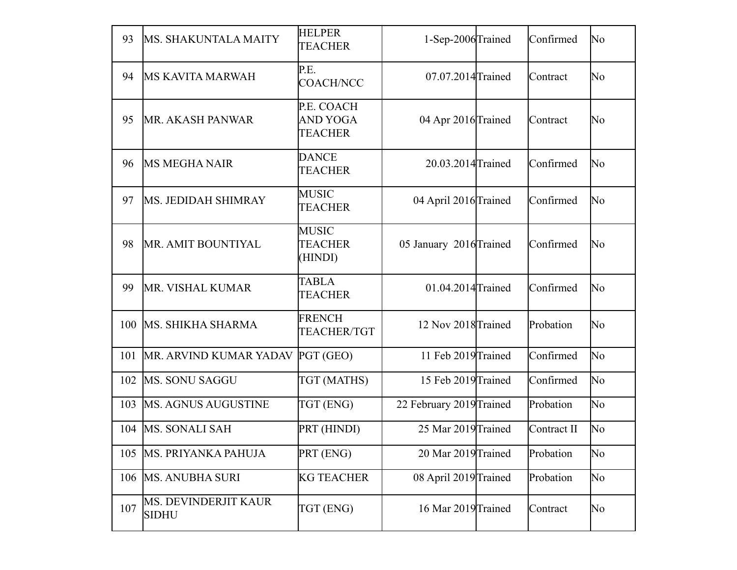| 93 | MS. SHAKUNTALA MAITY | HELPER TEACHER | 1-Sep-2006 | Trained | Confirmed | No |
|---|---|---|---|---|---|---|
| 94 | MS KAVITA MARWAH | P.E. COACH/NCC | 07.07.2014 | Trained | Contract | No |
| 95 | MR. AKASH PANWAR | P.E. COACH AND YOGA TEACHER | 04 Apr 2016 | Trained | Contract | No |
| 96 | MS MEGHA NAIR | DANCE TEACHER | 20.03.2014 | Trained | Confirmed | No |
| 97 | MS. JEDIDAH SHIMRAY | MUSIC TEACHER | 04 April 2016 | Trained | Confirmed | No |
| 98 | MR. AMIT BOUNTIYAL | MUSIC TEACHER (HINDI) | 05 January 2016 | Trained | Confirmed | No |
| 99 | MR. VISHAL KUMAR | TABLA TEACHER | 01.04.2014 | Trained | Confirmed | No |
| 100 | MS. SHIKHA SHARMA | FRENCH TEACHER/TGT | 12 Nov 2018 | Trained | Probation | No |
| 101 | MR. ARVIND KUMAR YADAV | PGT (GEO) | 11 Feb 2019 | Trained | Confirmed | No |
| 102 | MS. SONU SAGGU | TGT (MATHS) | 15 Feb 2019 | Trained | Confirmed | No |
| 103 | MS. AGNUS AUGUSTINE | TGT (ENG) | 22 February 2019 | Trained | Probation | No |
| 104 | MS. SONALI SAH | PRT (HINDI) | 25 Mar 2019 | Trained | Contract II | No |
| 105 | MS. PRIYANKA PAHUJA | PRT (ENG) | 20 Mar 2019 | Trained | Probation | No |
| 106 | MS. ANUBHA SURI | KG TEACHER | 08 April 2019 | Trained | Probation | No |
| 107 | MS. DEVINDERJIT KAUR SIDHU | TGT (ENG) | 16 Mar 2019 | Trained | Contract | No |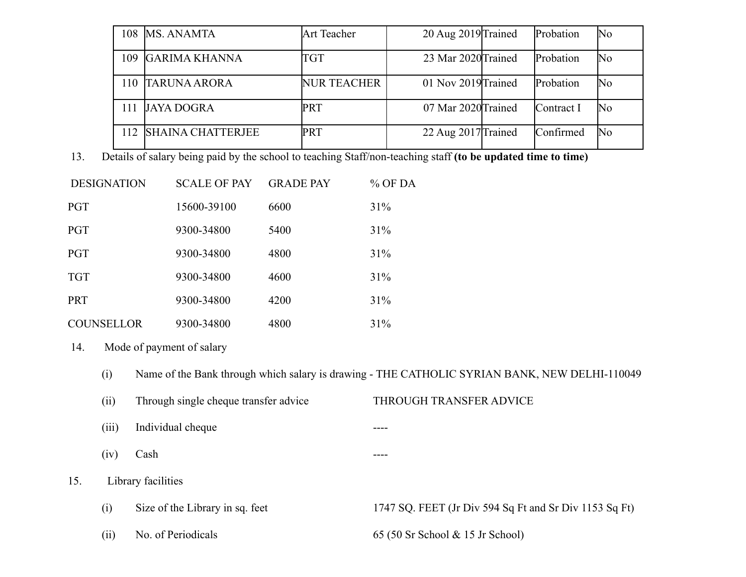| 108 | MS. ANAMTA | Art Teacher | 20 Aug 2019 | Trained | Probation | No |
|---|---|---|---|---|---|---|
| 109 | GARIMA KHANNA | TGT | 23 Mar 2020 | Trained | Probation | No |
| 110 | TARUNA ARORA | NUR TEACHER | 01 Nov 2019 | Trained | Probation | No |
| 111 | JAYA DOGRA | PRT | 07 Mar 2020 | Trained | Contract I | No |
| 112 | SHAINA CHATTERJEE | PRT | 22 Aug 2017 | Trained | Confirmed | No |

13. Details of salary being paid by the school to teaching Staff/non-teaching staff **(to be updated time to time)**

| DESIGNATION | SCALE OF PAY | GRADE PAY | % OF DA |
|---|---|---|---|
| PGT | 15600-39100 | 6600 | 31% |
| PGT | 9300-34800 | 5400 | 31% |
| PGT | 9300-34800 | 4800 | 31% |
| TGT | 9300-34800 | 4600 | 31% |
| PRT | 9300-34800 | 4200 | 31% |
| COUNSELLOR | 9300-34800 | 4800 | 31% |

14. Mode of payment of salary

(i) Name of the Bank through which salary is drawing - THE CATHOLIC SYRIAN BANK, NEW DELHI-110049

(ii) Through single cheque transfer advice — THROUGH TRANSFER ADVICE

(iii) Individual cheque — ----

(iv) Cash — ----

15. Library facilities

(i) Size of the Library in sq. feet — 1747 SQ. FEET (Jr Div 594 Sq Ft and Sr Div 1153 Sq Ft)

(ii) No. of Periodicals — 65 (50 Sr School & 15 Jr School)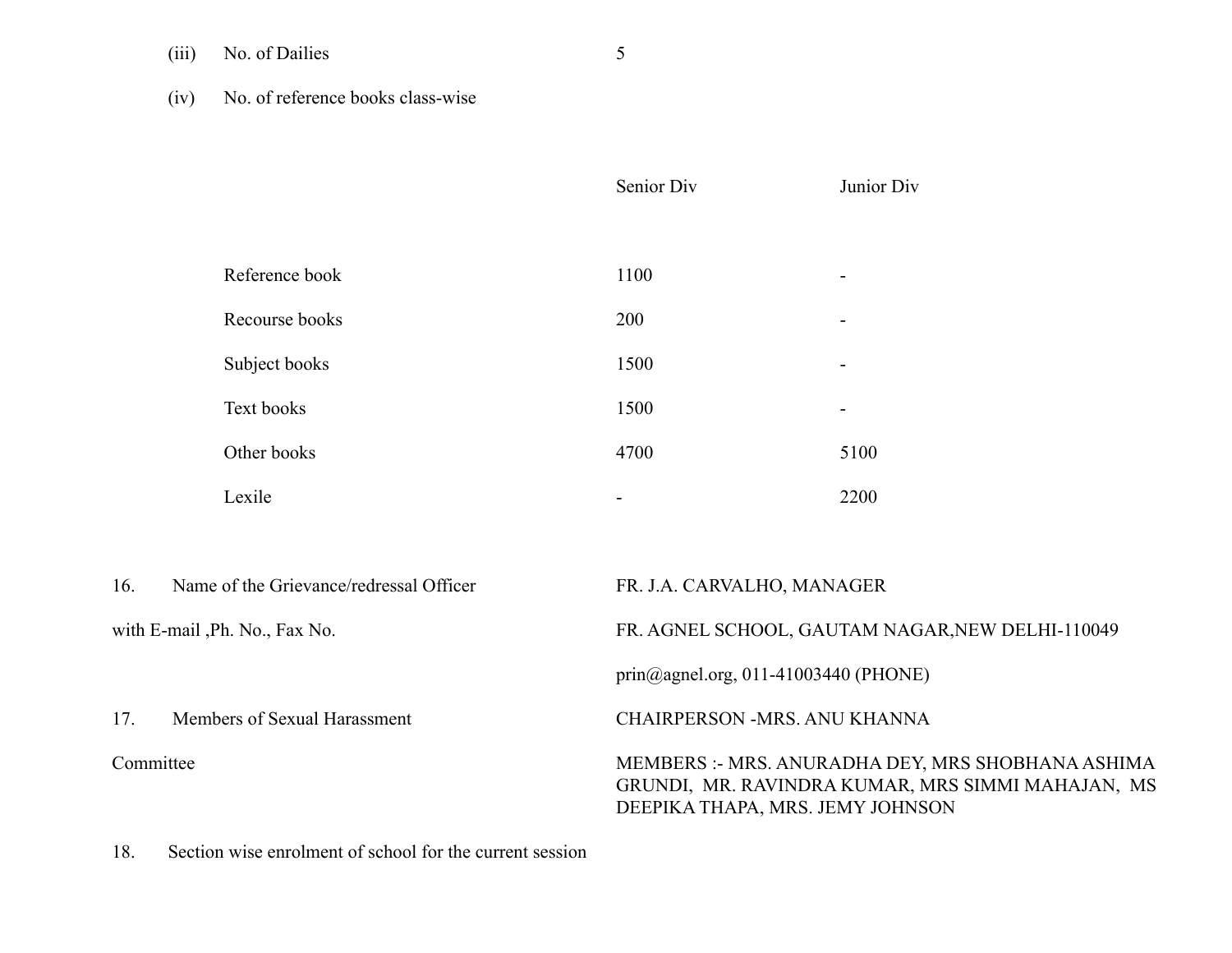(iii) No. of Dailies 5

(iv) No. of reference books class-wise

| | Senior Div | Junior Div |
|---|---|---|
| Reference book | 1100 | - |
| Recourse books | 200 | - |
| Subject books | 1500 | - |
| Text books | 1500 | - |
| Other books | 4700 | 5100 |
| Lexile | - | 2200 |

| | |
|---|---|
| 16. Name of the Grievance/redressal Officer with E-mail ,Ph. No., Fax No. | FR. J.A. CARVALHO, MANAGER<br>FR. AGNEL SCHOOL, GAUTAM NAGAR,NEW DELHI-110049<br>prin@agnel.org, 011-41003440 (PHONE) |
| 17. Members of Sexual Harassment Committee | CHAIRPERSON -MRS. ANU KHANNA<br>MEMBERS :- MRS. ANURADHA DEY, MRS SHOBHANA ASHIMA GRUNDI, MR. RAVINDRA KUMAR, MRS SIMMI MAHAJAN, MS DEEPIKA THAPA, MRS. JEMY JOHNSON |

18. Section wise enrolment of school for the current session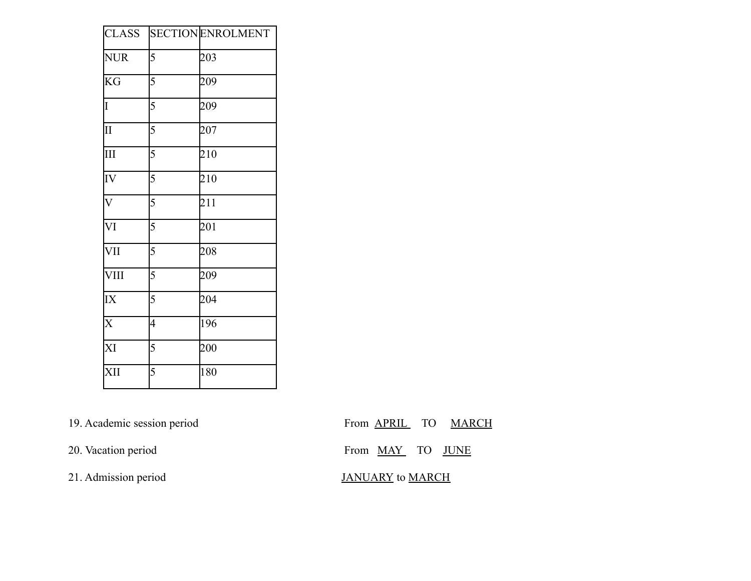| CLASS | SECTION | ENROLMENT |
|---|---|---|
| NUR | 5 | 203 |
| KG | 5 | 209 |
| I | 5 | 209 |
| II | 5 | 207 |
| III | 5 | 210 |
| IV | 5 | 210 |
| V | 5 | 211 |
| VI | 5 | 201 |
| VII | 5 | 208 |
| VIII | 5 | 209 |
| IX | 5 | 204 |
| X | 4 | 196 |
| XI | 5 | 200 |
| XII | 5 | 180 |

19. Academic session period From APRIL TO MARCH

20. Vacation period From MAY TO JUNE

21. Admission period JANUARY to MARCH